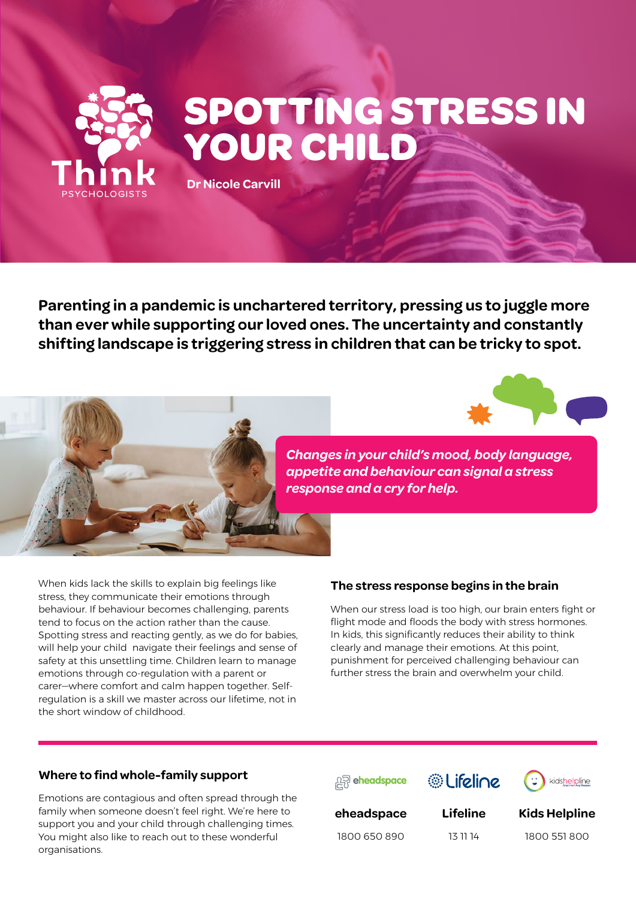# SPOTTING STRESS IN YOUR CHILD

**Dr Nicole Carvill**

**Parenting in a pandemic is unchartered territory, pressing us to juggle more than ever while supporting our loved ones. The uncertainty and constantly shifting landscape is triggering stress in children that can be tricky to spot.**

***Changes in your child's mood, body language, appetite and behaviour can signal a stress response and a cry for help.***

When kids lack the skills to explain big feelings like stress, they communicate their emotions through behaviour. If behaviour becomes challenging, parents tend to focus on the action rather than the cause. Spotting stress and reacting gently, as we do for babies, will help your child navigate their feelings and sense of safety at this unsettling time. Children learn to manage emotions through co-regulation with a parent or carer—where comfort and calm happen together. Self-regulation is a skill we master across our lifetime, not in the short window of childhood.

### The stress response begins in the brain

When our stress load is too high, our brain enters fight or flight mode and floods the body with stress hormones. In kids, this significantly reduces their ability to think clearly and manage their emotions. At this point, punishment for perceived challenging behaviour can further stress the brain and overwhelm your child.

### Where to find whole-family support

Emotions are contagious and often spread through the family when someone doesn't feel right. We're here to support you and your child through challenging times. You might also like to reach out to these wonderful organisations.

| eheadspace | Lifeline | Kids Helpline |
|---|---|---|
| 1800 650 890 | 13 11 14 | 1800 551 800 |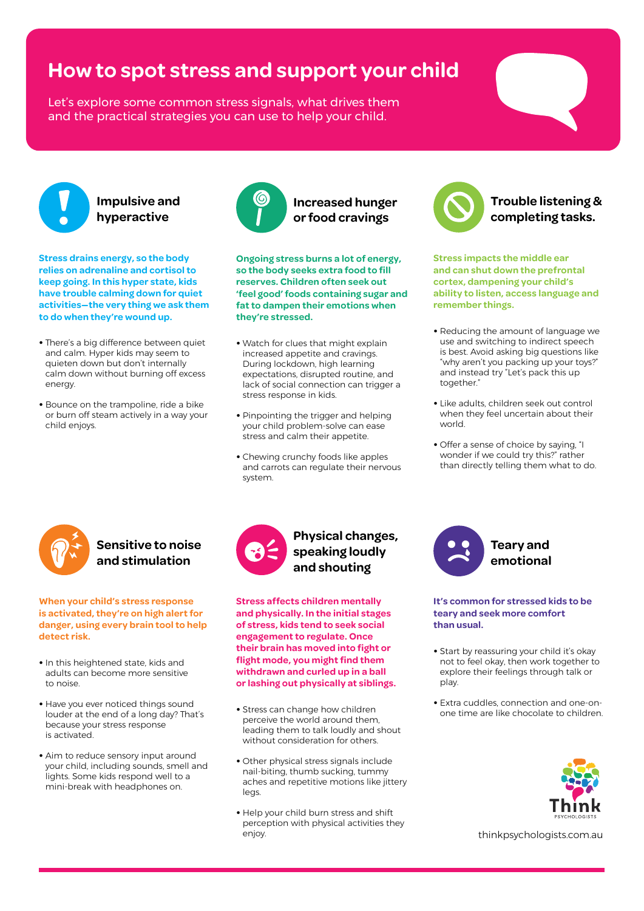# How to spot stress and support your child

Let's explore some common stress signals, what drives them and the practical strategies you can use to help your child.

## Impulsive and hyperactive

**Stress drains energy, so the body relies on adrenaline and cortisol to keep going. In this hyper state, kids have trouble calming down for quiet activities—the very thing we ask them to do when they're wound up.**

- There's a big difference between quiet and calm. Hyper kids may seem to quieten down but don't internally calm down without burning off excess energy.
- Bounce on the trampoline, ride a bike or burn off steam actively in a way your child enjoys.

## Increased hunger or food cravings

**Ongoing stress burns a lot of energy, so the body seeks extra food to fill reserves. Children often seek out 'feel good' foods containing sugar and fat to dampen their emotions when they're stressed.**

- Watch for clues that might explain increased appetite and cravings. During lockdown, high learning expectations, disrupted routine, and lack of social connection can trigger a stress response in kids.
- Pinpointing the trigger and helping your child problem-solve can ease stress and calm their appetite.
- Chewing crunchy foods like apples and carrots can regulate their nervous system.

## Trouble listening & completing tasks.

**Stress impacts the middle ear and can shut down the prefrontal cortex, dampening your child's ability to listen, access language and remember things.**

- Reducing the amount of language we use and switching to indirect speech is best. Avoid asking big questions like "why aren't you packing up your toys?" and instead try "Let's pack this up together."
- Like adults, children seek out control when they feel uncertain about their world.
- Offer a sense of choice by saying, "I wonder if we could try this?" rather than directly telling them what to do.

## Sensitive to noise and stimulation

**When your child's stress response is activated, they're on high alert for danger, using every brain tool to help detect risk.**

- In this heightened state, kids and adults can become more sensitive to noise.
- Have you ever noticed things sound louder at the end of a long day? That's because your stress response is activated.
- Aim to reduce sensory input around your child, including sounds, smell and lights. Some kids respond well to a mini-break with headphones on.

## Physical changes, speaking loudly and shouting

**Stress affects children mentally and physically. In the initial stages of stress, kids tend to seek social engagement to regulate. Once their brain has moved into fight or flight mode, you might find them withdrawn and curled up in a ball or lashing out physically at siblings.**

- Stress can change how children perceive the world around them, leading them to talk loudly and shout without consideration for others.
- Other physical stress signals include nail-biting, thumb sucking, tummy aches and repetitive motions like jittery legs.
- Help your child burn stress and shift perception with physical activities they enjoy.

## Teary and emotional

**It's common for stressed kids to be teary and seek more comfort than usual.**

- Start by reassuring your child it's okay not to feel okay, then work together to explore their feelings through talk or play.
- Extra cuddles, connection and one-on-one time are like chocolate to children.

Think PSYCHOLOGISTS

thinkpsychologists.com.au